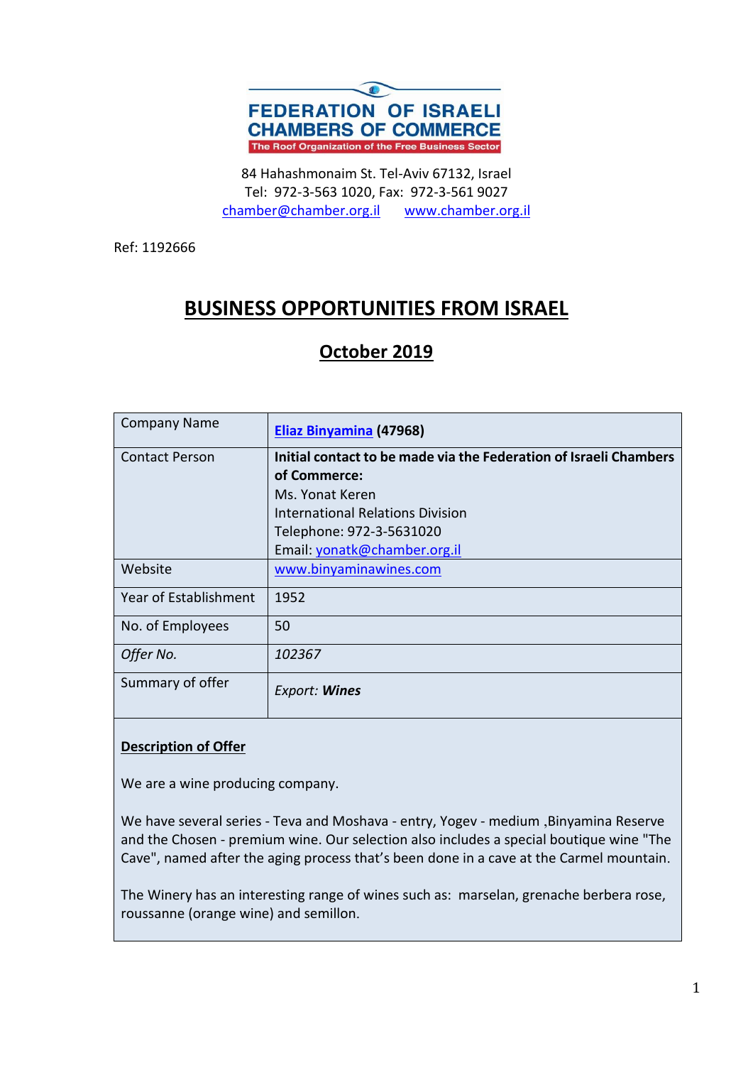**FEDERATION OF ISRAELI CHAMBERS OF COMMERCE**

The Roof Organization of the Free Business Sector

84 Hahashmonaim St. Tel-Aviv 67132, Israel
Tel: 972-3-563 1020, Fax: 972-3-561 9027
chamber@chamber.org.il www.chamber.org.il

Ref: 1192666

# BUSINESS OPPORTUNITIES FROM ISRAEL

## October 2019

| Company Name | **Eliaz Binyamina (47968)** |
|---|---|
| Contact Person | **Initial contact to be made via the Federation of Israeli Chambers of Commerce:**<br>Ms. Yonat Keren<br>International Relations Division<br>Telephone: 972-3-5631020<br>Email: yonatk@chamber.org.il |
| Website | www.binyaminawines.com |
| Year of Establishment | 1952 |
| No. of Employees | 50 |
| *Offer No.* | *102367* |
| Summary of offer | *Export: **Wines*** |

**Description of Offer**

We are a wine producing company.

We have several series - Teva and Moshava - entry, Yogev - medium ,Binyamina Reserve and the Chosen - premium wine. Our selection also includes a special boutique wine "The Cave", named after the aging process that's been done in a cave at the Carmel mountain.

The Winery has an interesting range of wines such as: marselan, grenache berbera rose, roussanne (orange wine) and semillon.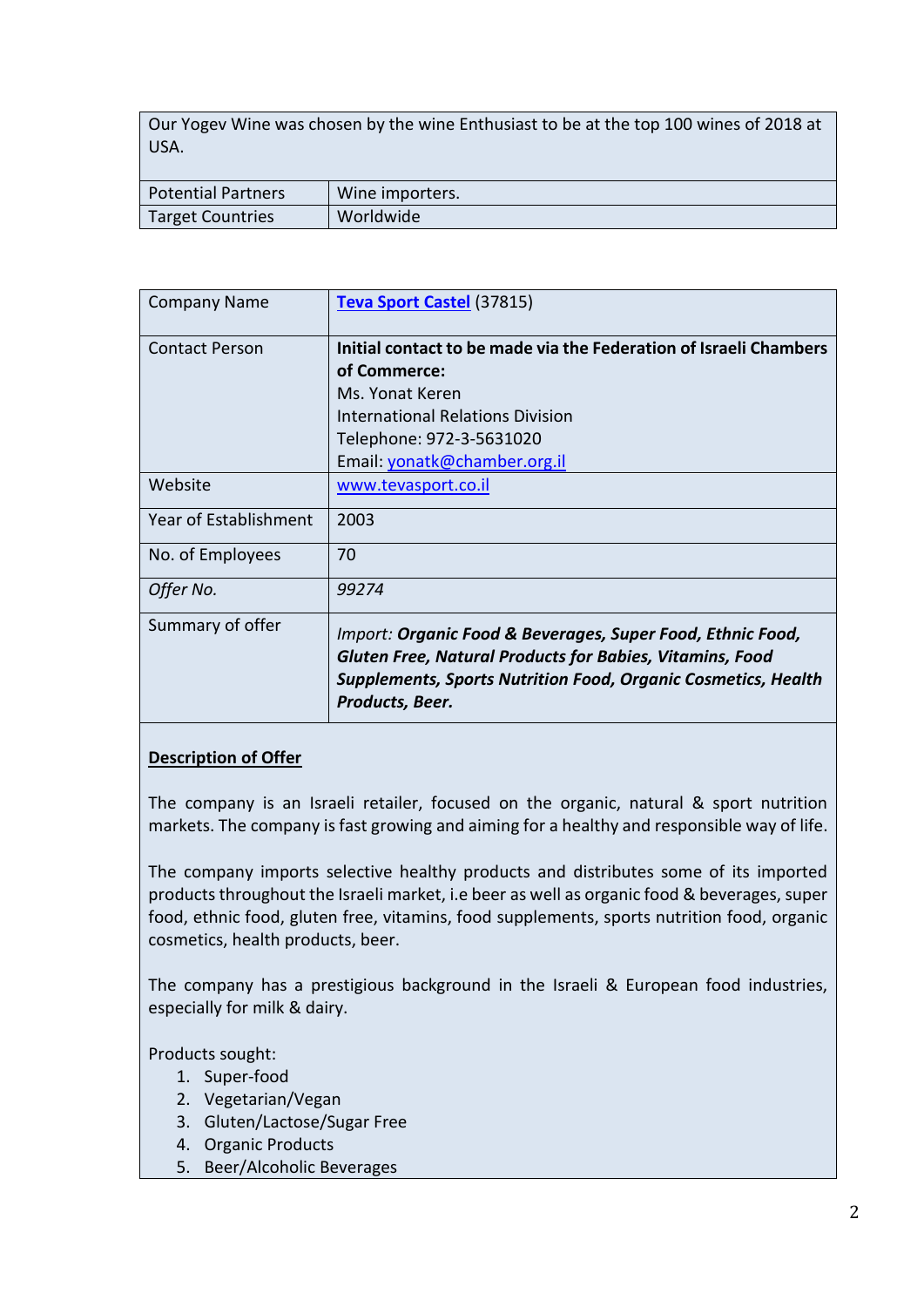| Our Yogev Wine was chosen by the wine Enthusiast to be at the top 100 wines of 2018 at USA. | |
|---|---|
| Potential Partners | Wine importers. |
| Target Countries | Worldwide |

| Company Name | [Teva Sport Castel](http://www.tevasport.co.il) (37815) |
|---|---|
| Contact Person | **Initial contact to be made via the Federation of Israeli Chambers of Commerce:**<br>Ms. Yonat Keren<br>International Relations Division<br>Telephone: 972-3-5631020<br>Email: yonatk@chamber.org.il |
| Website | www.tevasport.co.il |
| Year of Establishment | 2003 |
| No. of Employees | 70 |
| *Offer No.* | *99274* |
| Summary of offer | *Import:* ***Organic Food & Beverages, Super Food, Ethnic Food, Gluten Free, Natural Products for Babies, Vitamins, Food Supplements, Sports Nutrition Food, Organic Cosmetics, Health Products, Beer.*** |

**Description of Offer**

The company is an Israeli retailer, focused on the organic, natural & sport nutrition markets. The company is fast growing and aiming for a healthy and responsible way of life.

The company imports selective healthy products and distributes some of its imported products throughout the Israeli market, i.e beer as well as organic food & beverages, super food, ethnic food, gluten free, vitamins, food supplements, sports nutrition food, organic cosmetics, health products, beer.

The company has a prestigious background in the Israeli & European food industries, especially for milk & dairy.

Products sought:

1. Super-food
2. Vegetarian/Vegan
3. Gluten/Lactose/Sugar Free
4. Organic Products
5. Beer/Alcoholic Beverages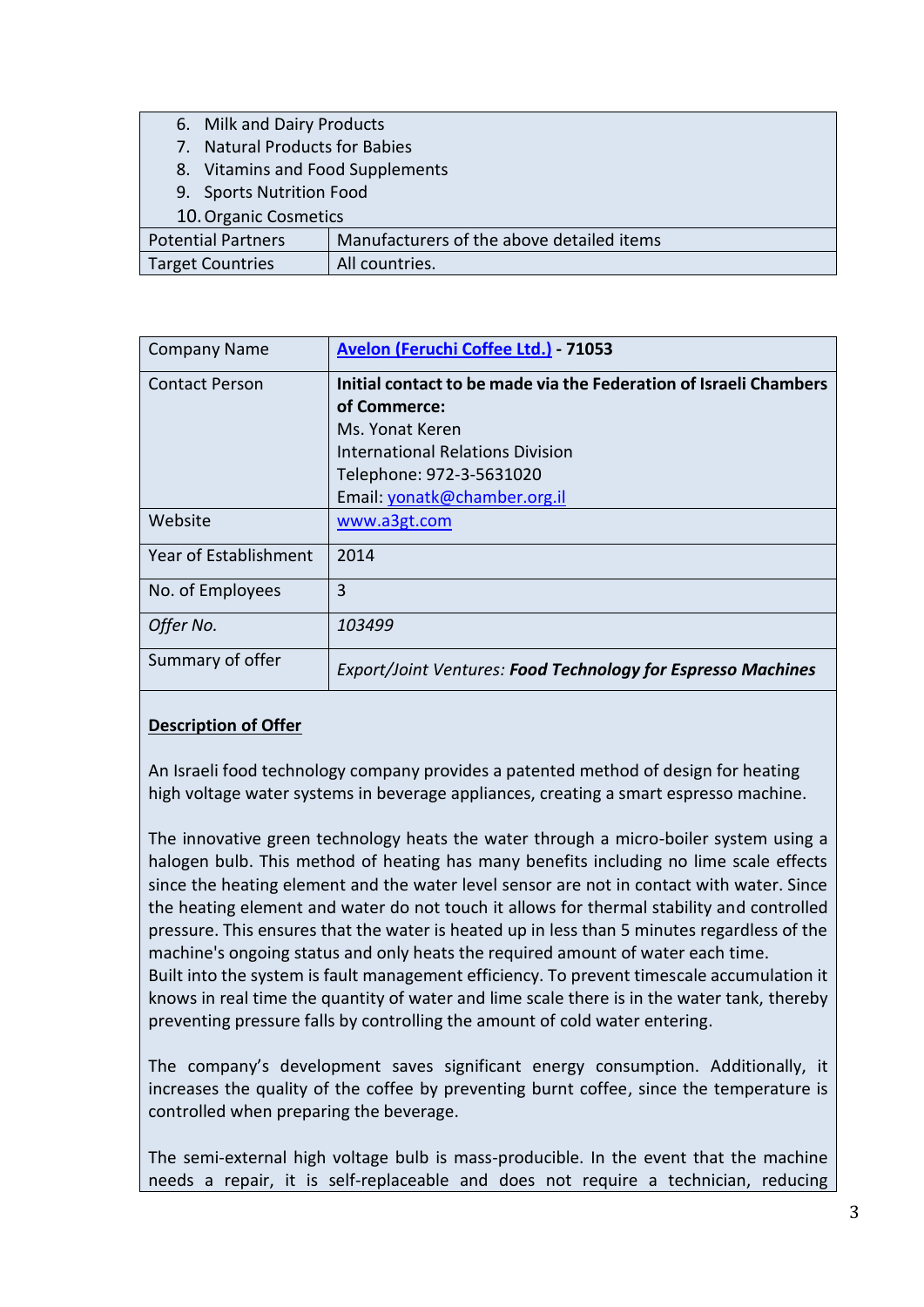| | |
|---|---|
| 6. Milk and Dairy Products<br>7. Natural Products for Babies<br>8. Vitamins and Food Supplements<br>9. Sports Nutrition Food<br>10. Organic Cosmetics | |
| Potential Partners | Manufacturers of the above detailed items |
| Target Countries | All countries. |

| | |
|---|---|
| Company Name | **Avelon (Feruchi Coffee Ltd.) - 71053** |
| Contact Person | **Initial contact to be made via the Federation of Israeli Chambers of Commerce:**<br>Ms. Yonat Keren<br>International Relations Division<br>Telephone: 972-3-5631020<br>Email: yonatk@chamber.org.il |
| Website | www.a3gt.com |
| Year of Establishment | 2014 |
| No. of Employees | 3 |
| *Offer No.* | *103499* |
| Summary of offer | *Export/Joint Ventures:* ***Food Technology for Espresso Machines*** |

**Description of Offer**

An Israeli food technology company provides a patented method of design for heating high voltage water systems in beverage appliances, creating a smart espresso machine.

The innovative green technology heats the water through a micro-boiler system using a halogen bulb. This method of heating has many benefits including no lime scale effects since the heating element and the water level sensor are not in contact with water. Since the heating element and water do not touch it allows for thermal stability and controlled pressure. This ensures that the water is heated up in less than 5 minutes regardless of the machine's ongoing status and only heats the required amount of water each time.
Built into the system is fault management efficiency. To prevent timescale accumulation it knows in real time the quantity of water and lime scale there is in the water tank, thereby preventing pressure falls by controlling the amount of cold water entering.

The company's development saves significant energy consumption. Additionally, it increases the quality of the coffee by preventing burnt coffee, since the temperature is controlled when preparing the beverage.

The semi-external high voltage bulb is mass-producible. In the event that the machine needs a repair, it is self-replaceable and does not require a technician, reducing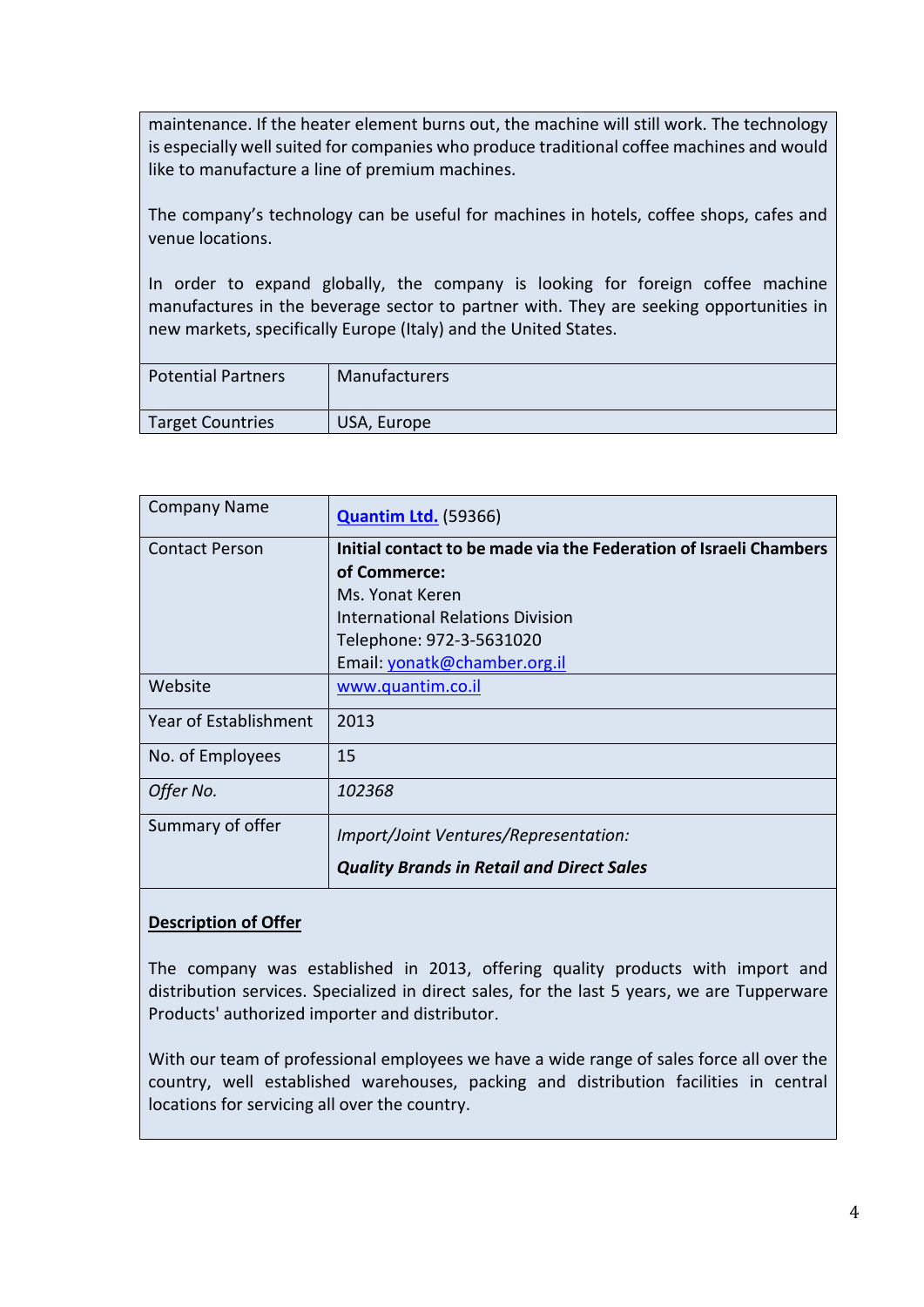maintenance. If the heater element burns out, the machine will still work. The technology is especially well suited for companies who produce traditional coffee machines and would like to manufacture a line of premium machines.

The company's technology can be useful for machines in hotels, coffee shops, cafes and venue locations.

In order to expand globally, the company is looking for foreign coffee machine manufactures in the beverage sector to partner with. They are seeking opportunities in new markets, specifically Europe (Italy) and the United States.

| | |
|---|---|
| Potential Partners | Manufacturers |
| Target Countries | USA, Europe |

| | |
|---|---|
| Company Name | **Quantim Ltd.** (59366) |
| Contact Person | **Initial contact to be made via the Federation of Israeli Chambers of Commerce:**<br>Ms. Yonat Keren<br>International Relations Division<br>Telephone: 972-3-5631020<br>Email: yonatk@chamber.org.il |
| Website | www.quantim.co.il |
| Year of Establishment | 2013 |
| No. of Employees | 15 |
| *Offer No.* | *102368* |
| Summary of offer | *Import/Joint Ventures/Representation:*<br>***Quality Brands in Retail and Direct Sales*** |

**Description of Offer**

The company was established in 2013, offering quality products with import and distribution services. Specialized in direct sales, for the last 5 years, we are Tupperware Products' authorized importer and distributor.

With our team of professional employees we have a wide range of sales force all over the country, well established warehouses, packing and distribution facilities in central locations for servicing all over the country.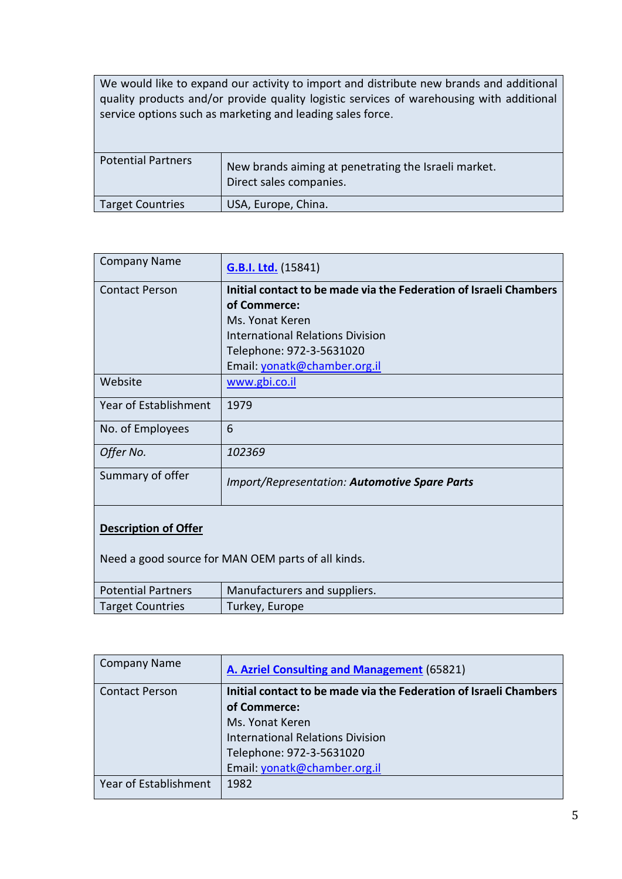| We would like to expand our activity to import and distribute new brands and additional quality products and/or provide quality logistic services of warehousing with additional service options such as marketing and leading sales force. | |
|---|---|
| Potential Partners | New brands aiming at penetrating the Israeli market. Direct sales companies. |
| Target Countries | USA, Europe, China. |

| Company Name | **G.B.I. Ltd.** (15841) |
|---|---|
| Contact Person | **Initial contact to be made via the Federation of Israeli Chambers of Commerce:**<br>Ms. Yonat Keren<br>International Relations Division<br>Telephone: 972-3-5631020<br>Email: yonatk@chamber.org.il |
| Website | www.gbi.co.il |
| Year of Establishment | 1979 |
| No. of Employees | 6 |
| *Offer No.* | *102369* |
| Summary of offer | *Import/Representation:* ***Automotive Spare Parts*** |
| **Description of Offer**<br><br>Need a good source for MAN OEM parts of all kinds. | |
| Potential Partners | Manufacturers and suppliers. |
| Target Countries | Turkey, Europe |

| Company Name | **A. Azriel Consulting and Management** (65821) |
|---|---|
| Contact Person | **Initial contact to be made via the Federation of Israeli Chambers of Commerce:**<br>Ms. Yonat Keren<br>International Relations Division<br>Telephone: 972-3-5631020<br>Email: yonatk@chamber.org.il |
| Year of Establishment | 1982 |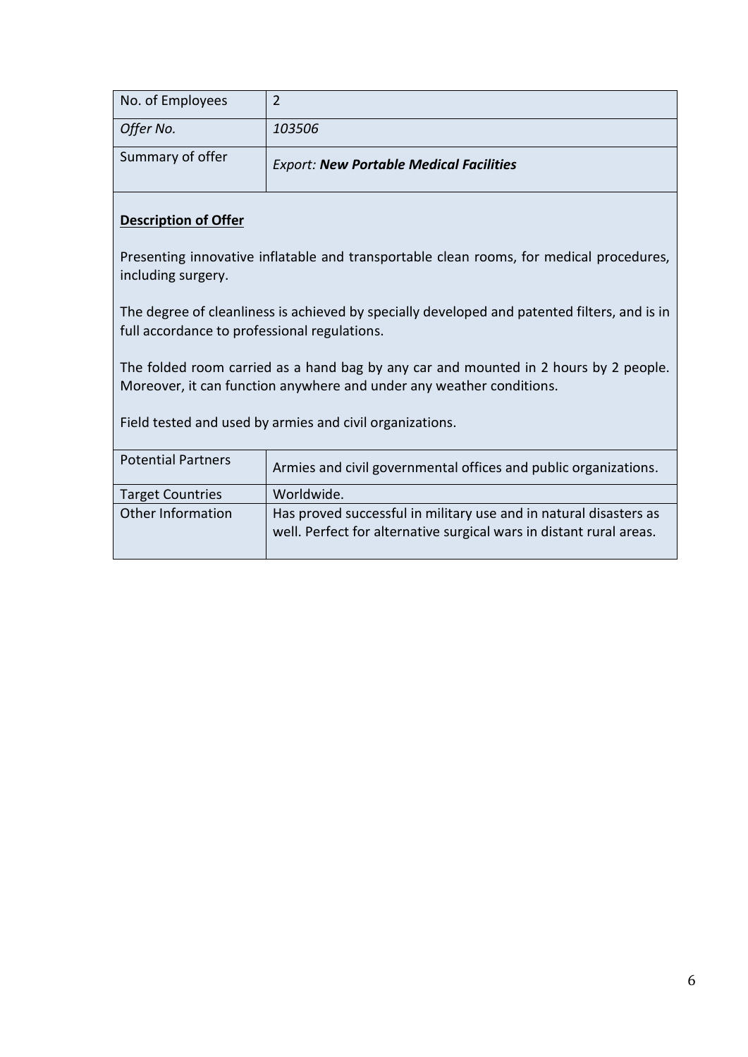| | |
|---|---|
| No. of Employees | 2 |
| *Offer No.* | *103506* |
| Summary of offer | *Export:* ***New Portable Medical Facilities*** |

**Description of Offer**

Presenting innovative inflatable and transportable clean rooms, for medical procedures, including surgery.

The degree of cleanliness is achieved by specially developed and patented filters, and is in full accordance to professional regulations.

The folded room carried as a hand bag by any car and mounted in 2 hours by 2 people. Moreover, it can function anywhere and under any weather conditions.

Field tested and used by armies and civil organizations.

| | |
|---|---|
| Potential Partners | Armies and civil governmental offices and public organizations. |
| Target Countries | Worldwide. |
| Other Information | Has proved successful in military use and in natural disasters as well. Perfect for alternative surgical wars in distant rural areas. |